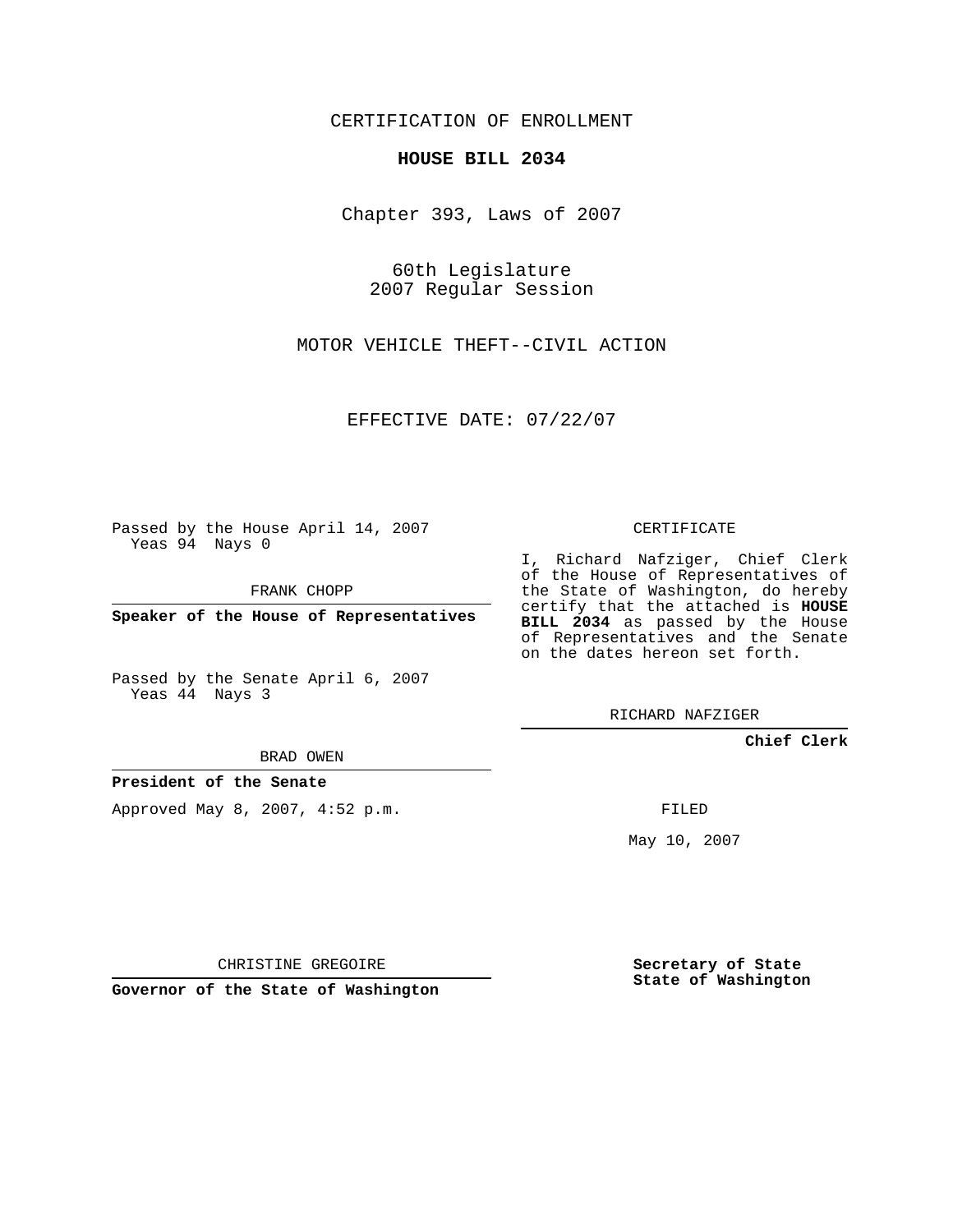CERTIFICATION OF ENROLLMENT

**HOUSE BILL 2034**

Chapter 393, Laws of 2007

60th Legislature
2007 Regular Session

MOTOR VEHICLE THEFT--CIVIL ACTION

EFFECTIVE DATE: 07/22/07

Passed by the House April 14, 2007
Yeas 94 Nays 0

FRANK CHOPP

**Speaker of the House of Representatives**

Passed by the Senate April 6, 2007
Yeas 44 Nays 3

BRAD OWEN

**President of the Senate**

Approved May 8, 2007, 4:52 p.m.

CHRISTINE GREGOIRE

**Governor of the State of Washington**

CERTIFICATE

I, Richard Nafziger, Chief Clerk of the House of Representatives of the State of Washington, do hereby certify that the attached is **HOUSE BILL 2034** as passed by the House of Representatives and the Senate on the dates hereon set forth.

RICHARD NAFZIGER

**Chief Clerk**

FILED

May 10, 2007

**Secretary of State**
**State of Washington**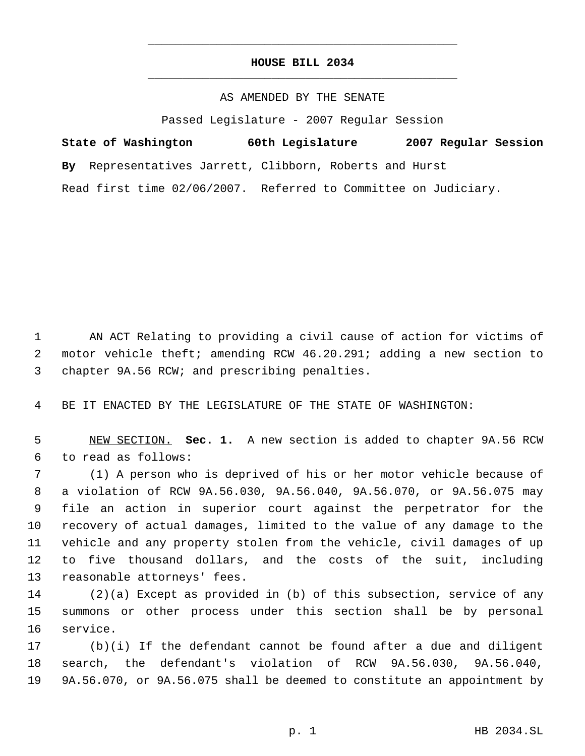# HOUSE BILL 2034

AS AMENDED BY THE SENATE

Passed Legislature - 2007 Regular Session

**State of Washington 60th Legislature 2007 Regular Session**

**By** Representatives Jarrett, Clibborn, Roberts and Hurst

Read first time 02/06/2007. Referred to Committee on Judiciary.

AN ACT Relating to providing a civil cause of action for victims of motor vehicle theft; amending RCW 46.20.291; adding a new section to chapter 9A.56 RCW; and prescribing penalties.

BE IT ENACTED BY THE LEGISLATURE OF THE STATE OF WASHINGTON:

NEW SECTION. **Sec. 1.** A new section is added to chapter 9A.56 RCW to read as follows:

(1) A person who is deprived of his or her motor vehicle because of a violation of RCW 9A.56.030, 9A.56.040, 9A.56.070, or 9A.56.075 may file an action in superior court against the perpetrator for the recovery of actual damages, limited to the value of any damage to the vehicle and any property stolen from the vehicle, civil damages of up to five thousand dollars, and the costs of the suit, including reasonable attorneys' fees.

(2)(a) Except as provided in (b) of this subsection, service of any summons or other process under this section shall be by personal service.

(b)(i) If the defendant cannot be found after a due and diligent search, the defendant's violation of RCW 9A.56.030, 9A.56.040, 9A.56.070, or 9A.56.075 shall be deemed to constitute an appointment by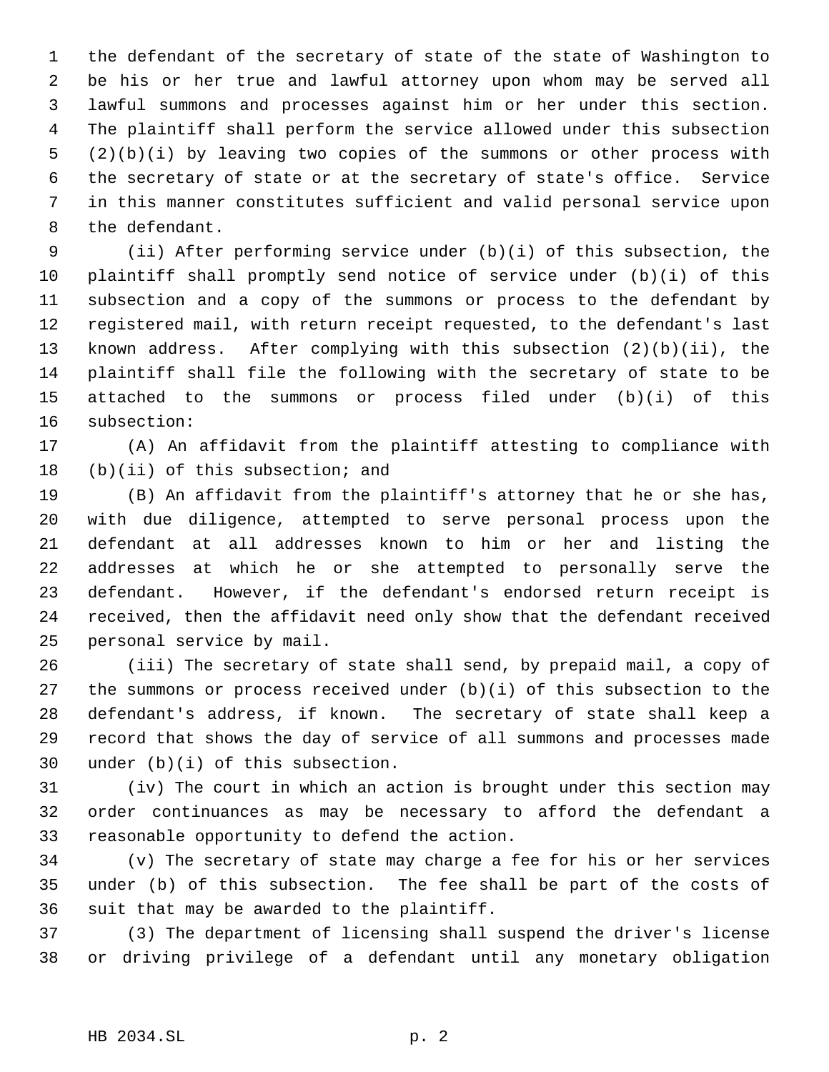the defendant of the secretary of state of the state of Washington to be his or her true and lawful attorney upon whom may be served all lawful summons and processes against him or her under this section. The plaintiff shall perform the service allowed under this subsection (2)(b)(i) by leaving two copies of the summons or other process with the secretary of state or at the secretary of state's office. Service in this manner constitutes sufficient and valid personal service upon the defendant.

(ii) After performing service under (b)(i) of this subsection, the plaintiff shall promptly send notice of service under (b)(i) of this subsection and a copy of the summons or process to the defendant by registered mail, with return receipt requested, to the defendant's last known address. After complying with this subsection (2)(b)(ii), the plaintiff shall file the following with the secretary of state to be attached to the summons or process filed under (b)(i) of this subsection:

(A) An affidavit from the plaintiff attesting to compliance with (b)(ii) of this subsection; and

(B) An affidavit from the plaintiff's attorney that he or she has, with due diligence, attempted to serve personal process upon the defendant at all addresses known to him or her and listing the addresses at which he or she attempted to personally serve the defendant. However, if the defendant's endorsed return receipt is received, then the affidavit need only show that the defendant received personal service by mail.

(iii) The secretary of state shall send, by prepaid mail, a copy of the summons or process received under (b)(i) of this subsection to the defendant's address, if known. The secretary of state shall keep a record that shows the day of service of all summons and processes made under (b)(i) of this subsection.

(iv) The court in which an action is brought under this section may order continuances as may be necessary to afford the defendant a reasonable opportunity to defend the action.

(v) The secretary of state may charge a fee for his or her services under (b) of this subsection. The fee shall be part of the costs of suit that may be awarded to the plaintiff.

(3) The department of licensing shall suspend the driver's license or driving privilege of a defendant until any monetary obligation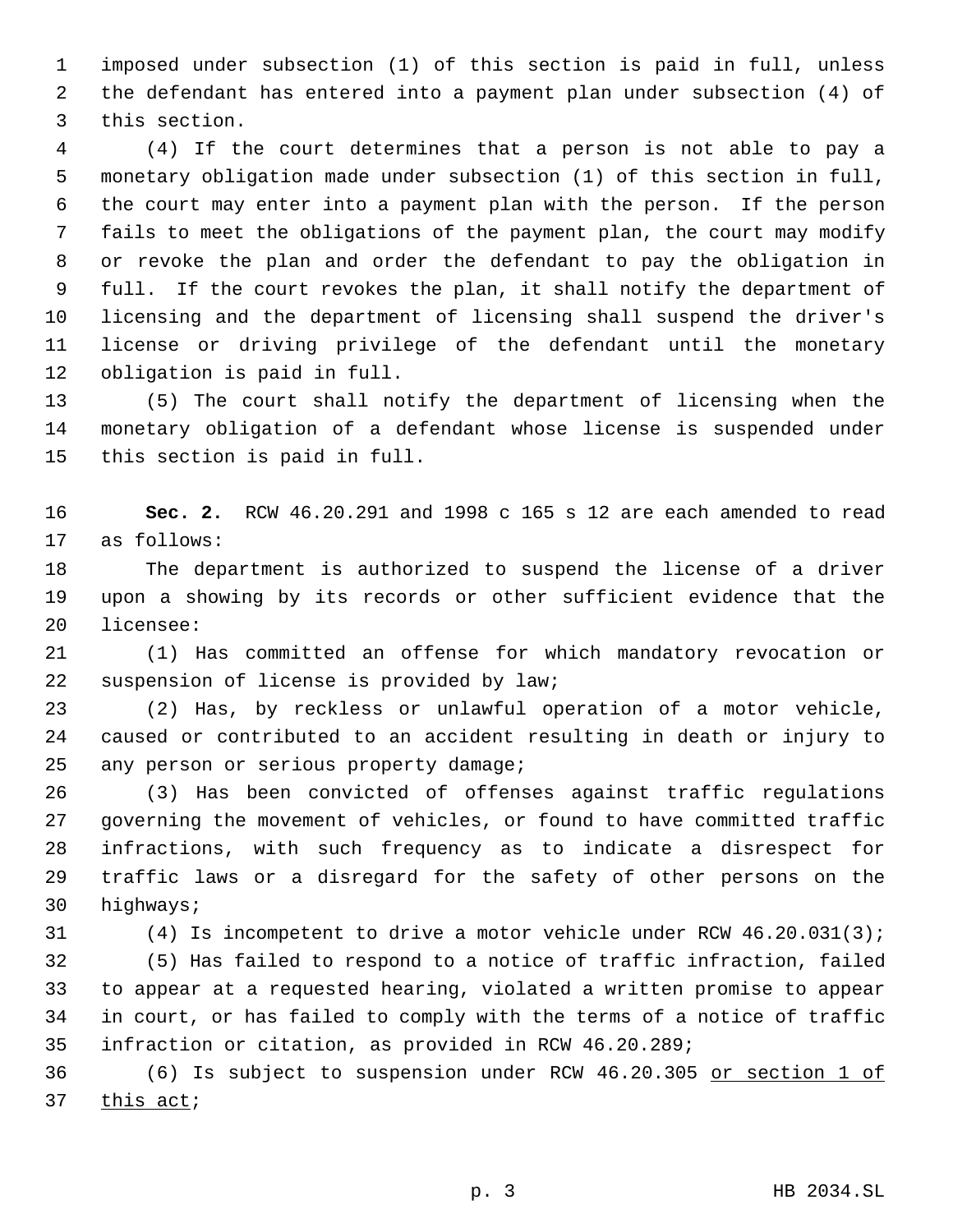imposed under subsection (1) of this section is paid in full, unless the defendant has entered into a payment plan under subsection (4) of this section.

(4) If the court determines that a person is not able to pay a monetary obligation made under subsection (1) of this section in full, the court may enter into a payment plan with the person. If the person fails to meet the obligations of the payment plan, the court may modify or revoke the plan and order the defendant to pay the obligation in full. If the court revokes the plan, it shall notify the department of licensing and the department of licensing shall suspend the driver's license or driving privilege of the defendant until the monetary obligation is paid in full.

(5) The court shall notify the department of licensing when the monetary obligation of a defendant whose license is suspended under this section is paid in full.

**Sec. 2.** RCW 46.20.291 and 1998 c 165 s 12 are each amended to read as follows:

The department is authorized to suspend the license of a driver upon a showing by its records or other sufficient evidence that the licensee:

(1) Has committed an offense for which mandatory revocation or suspension of license is provided by law;

(2) Has, by reckless or unlawful operation of a motor vehicle, caused or contributed to an accident resulting in death or injury to any person or serious property damage;

(3) Has been convicted of offenses against traffic regulations governing the movement of vehicles, or found to have committed traffic infractions, with such frequency as to indicate a disrespect for traffic laws or a disregard for the safety of other persons on the highways;

(4) Is incompetent to drive a motor vehicle under RCW 46.20.031(3);

(5) Has failed to respond to a notice of traffic infraction, failed to appear at a requested hearing, violated a written promise to appear in court, or has failed to comply with the terms of a notice of traffic infraction or citation, as provided in RCW 46.20.289;

(6) Is subject to suspension under RCW 46.20.305 <u>or section 1 of this act</u>;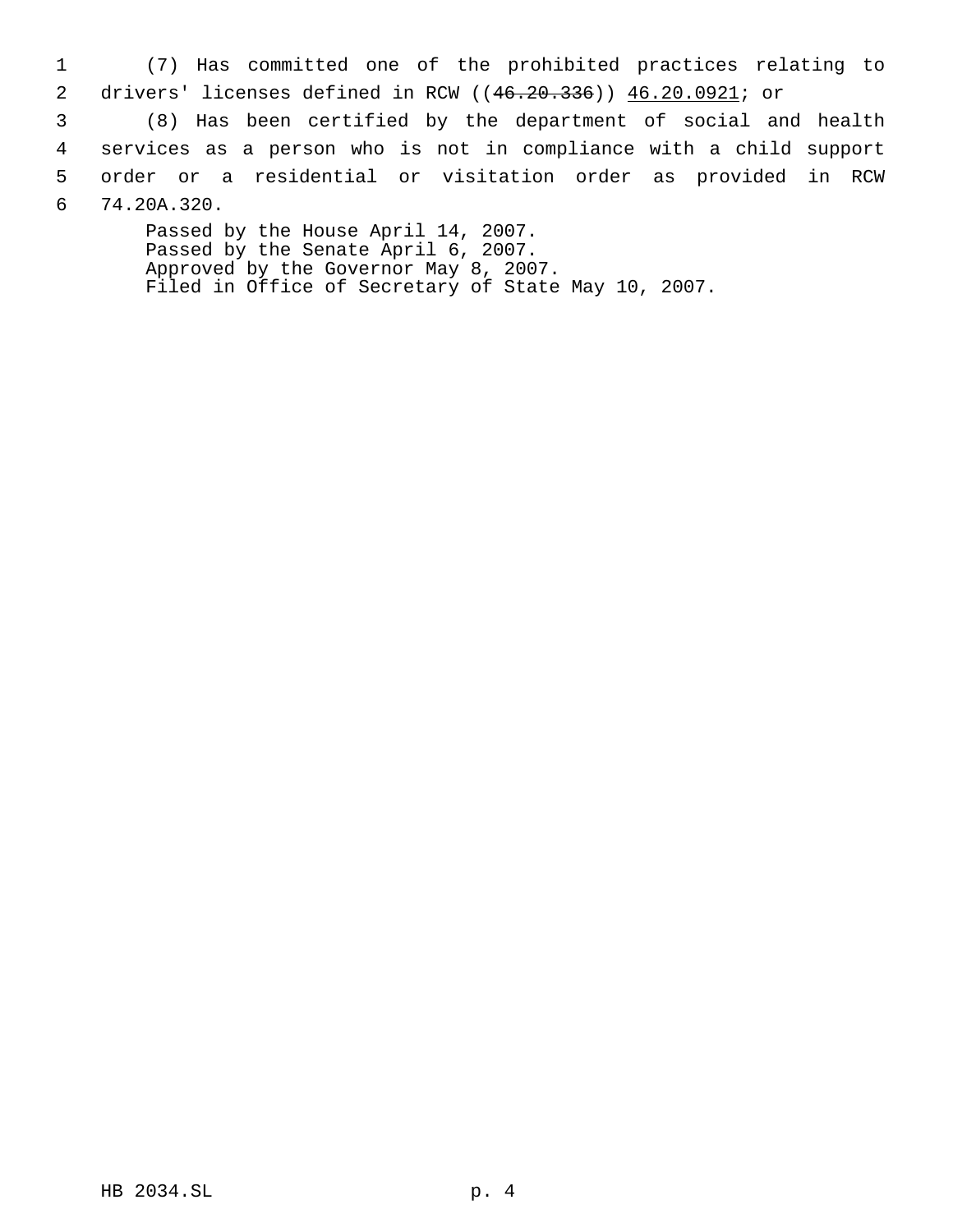(7) Has committed one of the prohibited practices relating to drivers' licenses defined in RCW ((~~46.20.336~~)) <u>46.20.0921</u>; or

(8) Has been certified by the department of social and health services as a person who is not in compliance with a child support order or a residential or visitation order as provided in RCW 74.20A.320.

Passed by the House April 14, 2007.
Passed by the Senate April 6, 2007.
Approved by the Governor May 8, 2007.
Filed in Office of Secretary of State May 10, 2007.